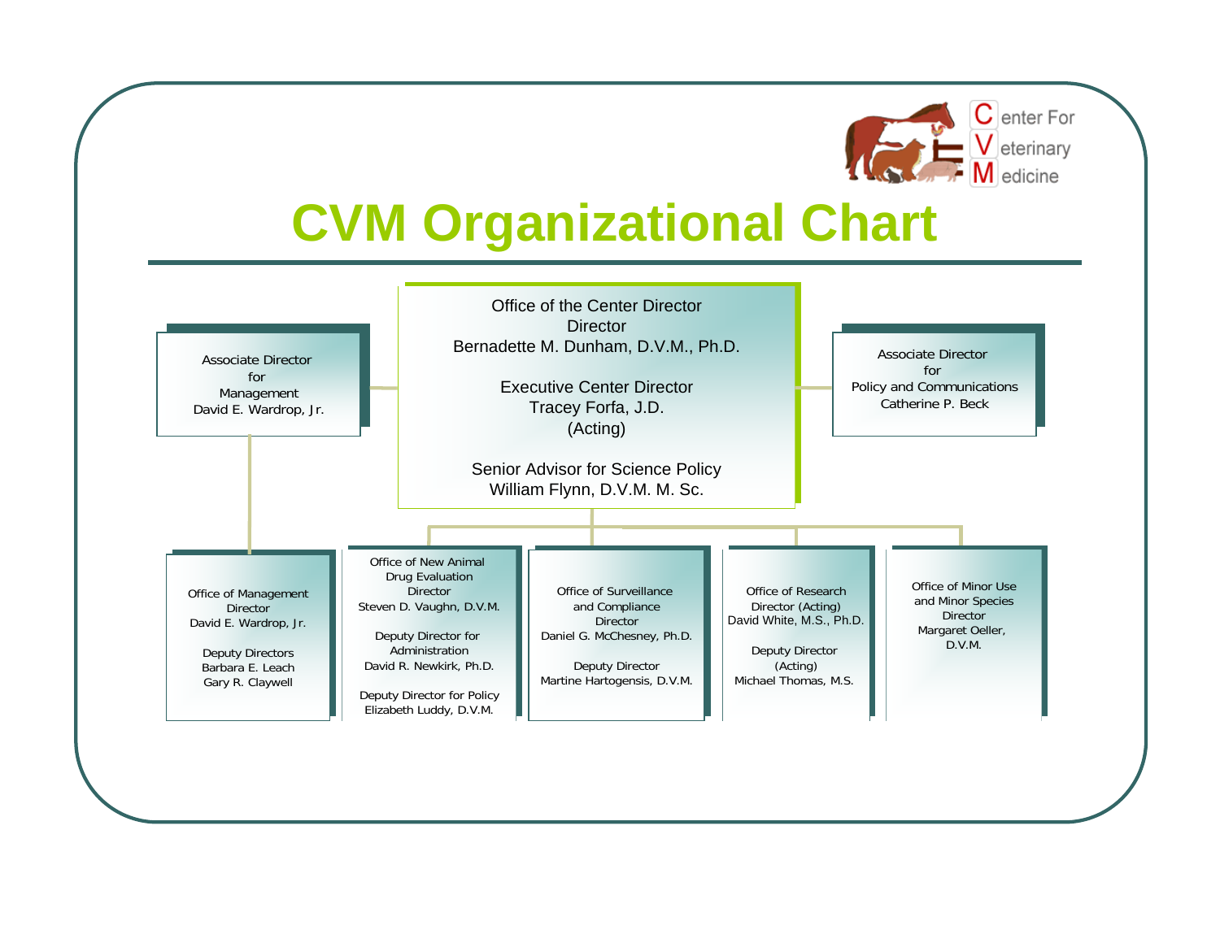Center For Veterinary Medicine

# CVM Organizational Chart

**Office of the Center Director**
Director
Bernadette M. Dunham, D.V.M., Ph.D.

Executive Center Director
Tracey Forfa, J.D.
(Acting)

Senior Advisor for Science Policy
William Flynn, D.V.M. M. Sc.

**Associate Director for Management**
David E. Wardrop, Jr.

**Associate Director for Policy and Communications**
Catherine P. Beck

**Office of Management**
Director
David E. Wardrop, Jr.

Deputy Directors
Barbara E. Leach
Gary R. Claywell

**Office of New Animal Drug Evaluation**
Director
Steven D. Vaughn, D.V.M.

Deputy Director for Administration
David R. Newkirk, Ph.D.

Deputy Director for Policy
Elizabeth Luddy, D.V.M.

**Office of Surveillance and Compliance**
Director
Daniel G. McChesney, Ph.D.

Deputy Director
Martine Hartogensis, D.V.M.

**Office of Research**
Director (Acting)
David White, M.S., Ph.D.

Deputy Director (Acting)
Michael Thomas, M.S.

**Office of Minor Use and Minor Species**
Director
Margaret Oeller, D.V.M.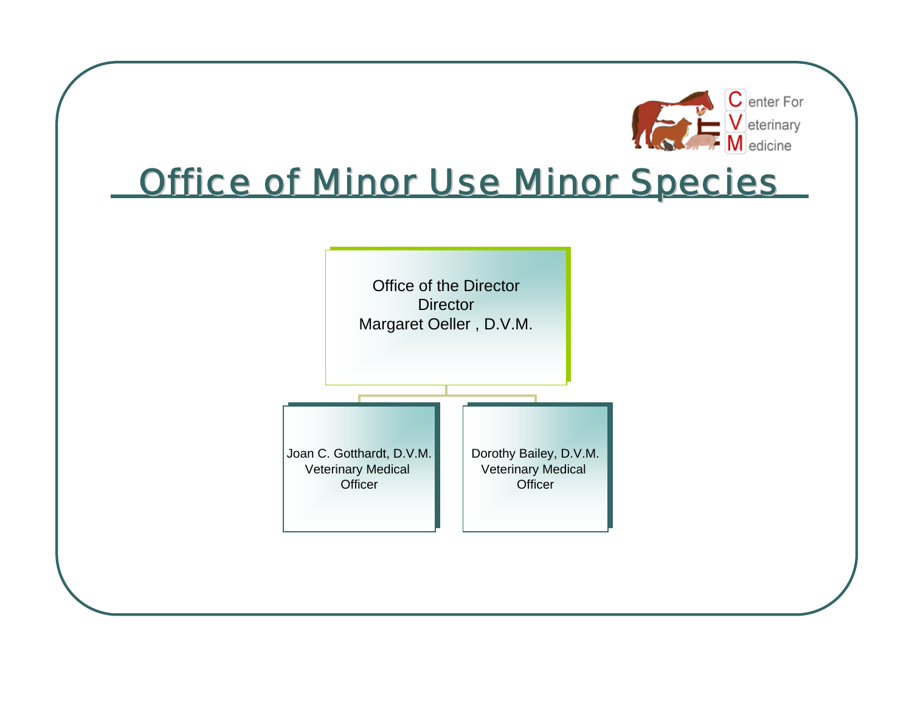Center For Veterinary Medicine

# Office of Minor Use Minor Species

Office of the Director
Director
Margaret Oeller , D.V.M.

- Joan C. Gotthardt, D.V.M.
  Veterinary Medical Officer
- Dorothy Bailey, D.V.M.
  Veterinary Medical Officer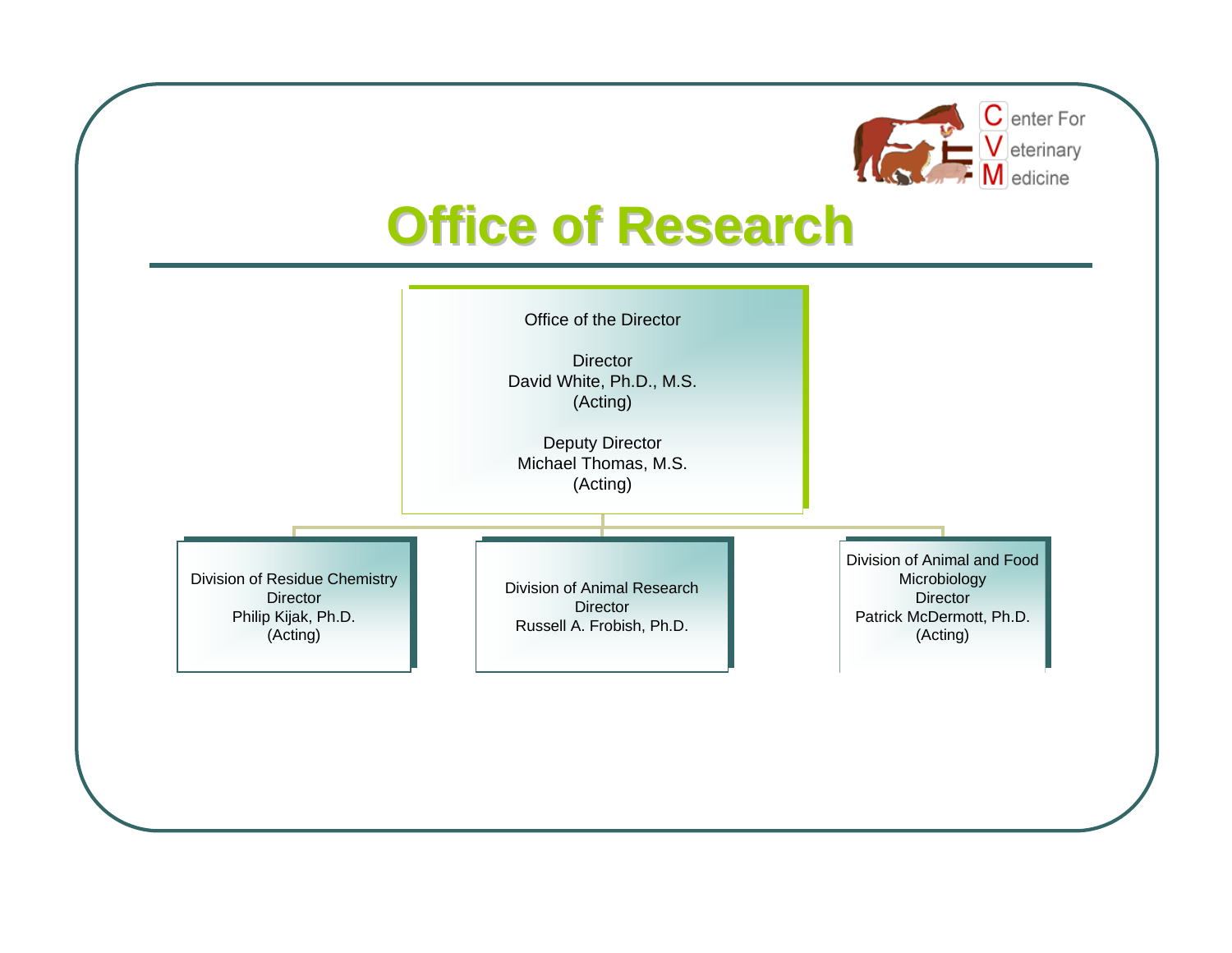Center For Veterinary Medicine

# Office of Research

**Office of the Director**

Director
David White, Ph.D., M.S.
(Acting)

Deputy Director
Michael Thomas, M.S.
(Acting)

- **Division of Residue Chemistry**
  Director
  Philip Kijak, Ph.D.
  (Acting)

- **Division of Animal Research**
  Director
  Russell A. Frobish, Ph.D.

- **Division of Animal and Food Microbiology**
  Director
  Patrick McDermott, Ph.D.
  (Acting)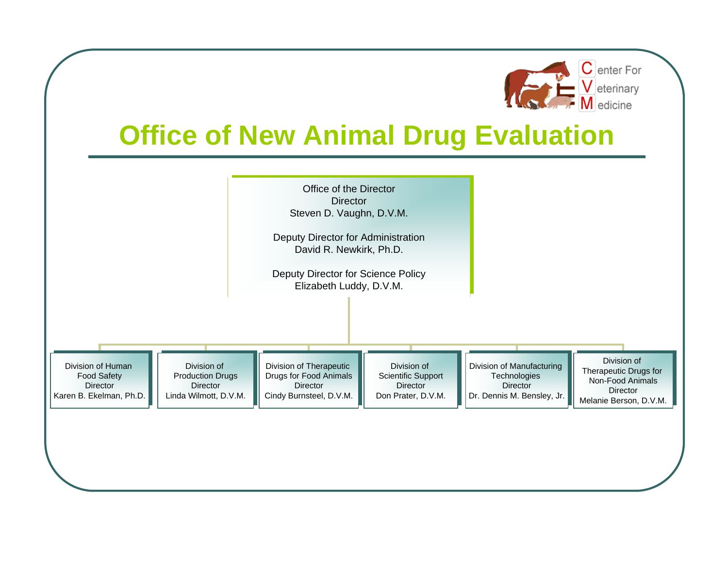# Office of New Animal Drug Evaluation

**Office of the Director**
Director
Steven D. Vaughn, D.V.M.

Deputy Director for Administration
David R. Newkirk, Ph.D.

Deputy Director for Science Policy
Elizabeth Luddy, D.V.M.

- **Division of Human Food Safety**
  Director
  Karen B. Ekelman, Ph.D.
- **Division of Production Drugs**
  Director
  Linda Wilmott, D.V.M.
- **Division of Therapeutic Drugs for Food Animals**
  Director
  Cindy Burnsteel, D.V.M.
- **Division of Scientific Support**
  Director
  Don Prater, D.V.M.
- **Division of Manufacturing Technologies**
  Director
  Dr. Dennis M. Bensley, Jr.
- **Division of Therapeutic Drugs for Non-Food Animals**
  Director
  Melanie Berson, D.V.M.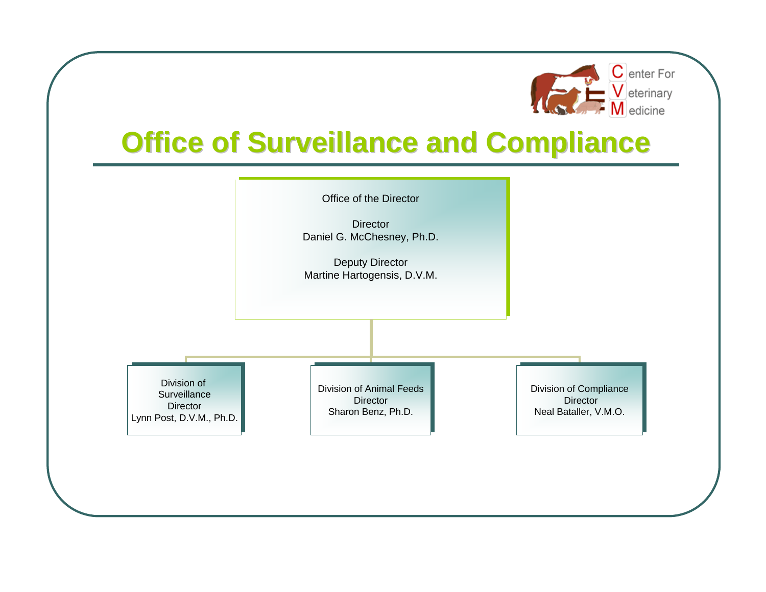# Office of Surveillance and Compliance

**Office of the Director**

Director
Daniel G. McChesney, Ph.D.

Deputy Director
Martine Hartogensis, D.V.M.

- **Division of Surveillance**
  Director
  Lynn Post, D.V.M., Ph.D.
- **Division of Animal Feeds**
  Director
  Sharon Benz, Ph.D.
- **Division of Compliance**
  Director
  Neal Bataller, V.M.O.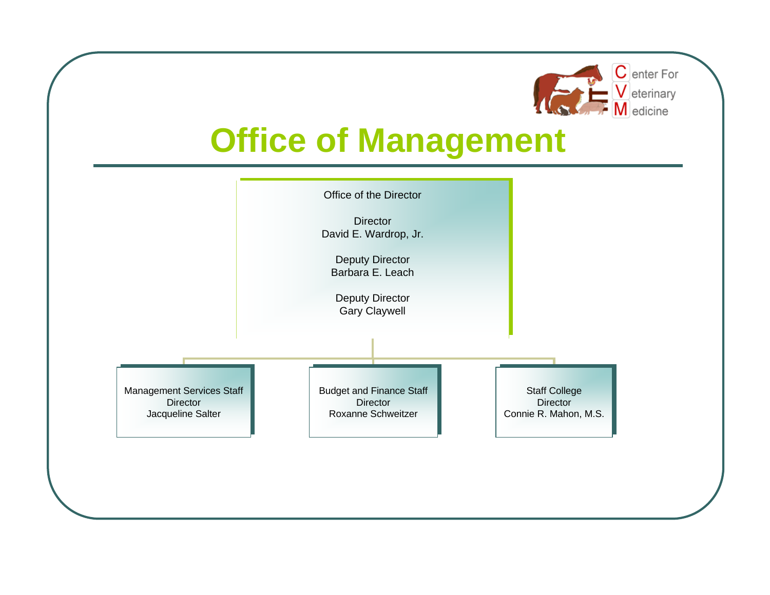# Office of Management

Office of the Director

Director
David E. Wardrop, Jr.

Deputy Director
Barbara E. Leach

Deputy Director
Gary Claywell

Management Services Staff
Director
Jacqueline Salter

Budget and Finance Staff
Director
Roxanne Schweitzer

Staff College
Director
Connie R. Mahon, M.S.